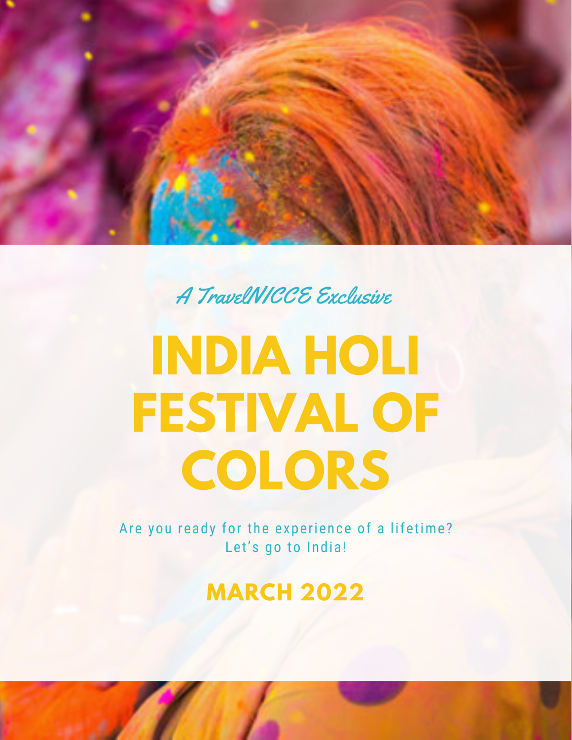*A TravelNICCE Exclusive*

# INDIA HOLI FESTIVAL OF COLORS

Are you ready for the experience of a lifetime?
Let's go to India!

## MARCH 2022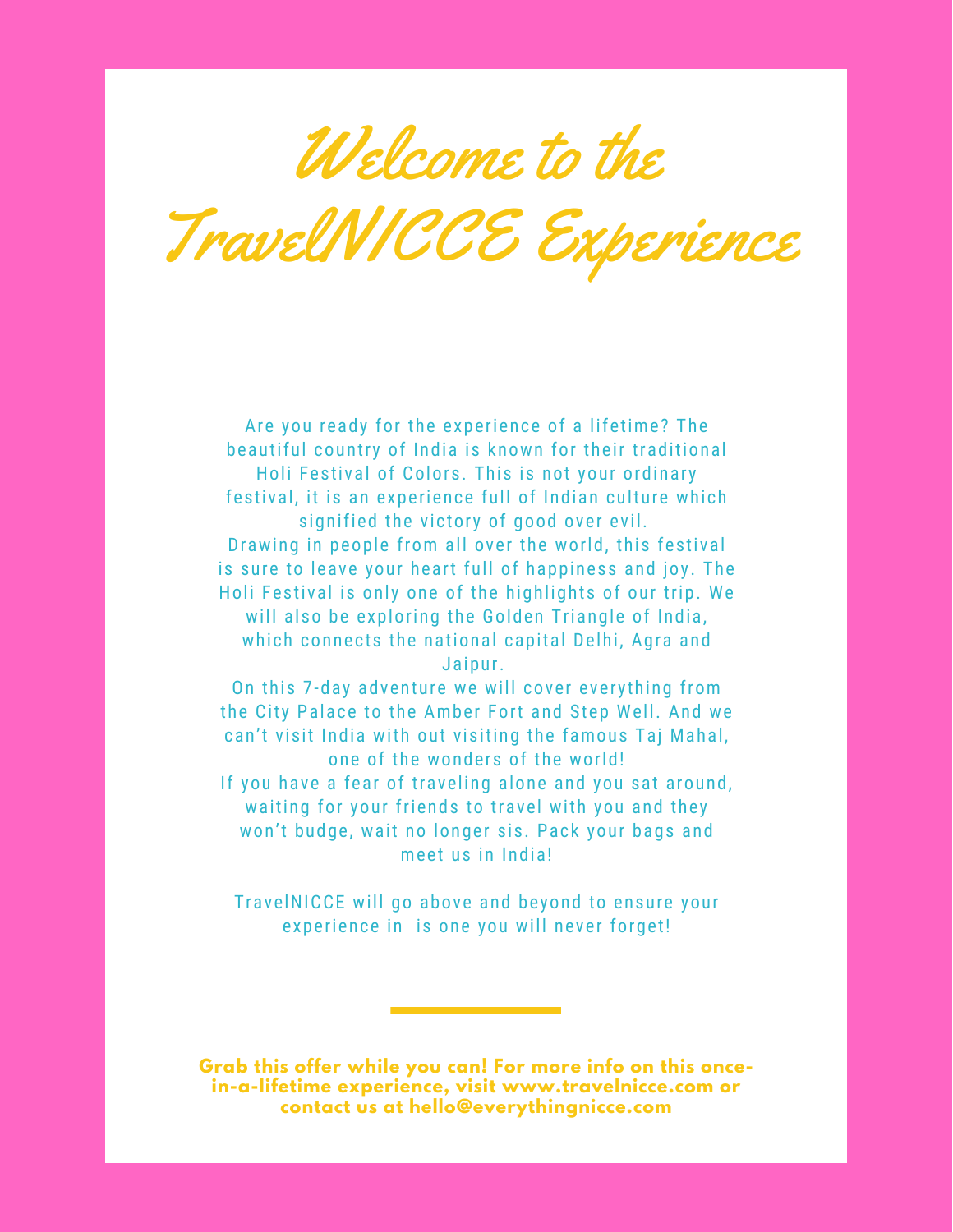# Welcome to the TravelNICCE Experience

Are you ready for the experience of a lifetime? The beautiful country of India is known for their traditional Holi Festival of Colors. This is not your ordinary festival, it is an experience full of Indian culture which signified the victory of good over evil.

Drawing in people from all over the world, this festival is sure to leave your heart full of happiness and joy. The Holi Festival is only one of the highlights of our trip. We will also be exploring the Golden Triangle of India, which connects the national capital Delhi, Agra and Jaipur.

On this 7-day adventure we will cover everything from the City Palace to the Amber Fort and Step Well. And we can't visit India with out visiting the famous Taj Mahal, one of the wonders of the world!

If you have a fear of traveling alone and you sat around, waiting for your friends to travel with you and they won't budge, wait no longer sis. Pack your bags and meet us in India!

TravelNICCE will go above and beyond to ensure your experience in  is one you will never forget!

---

**Grab this offer while you can! For more info on this once-in-a-lifetime experience, visit www.travelnicce.com or contact us at hello@everythingnicce.com**